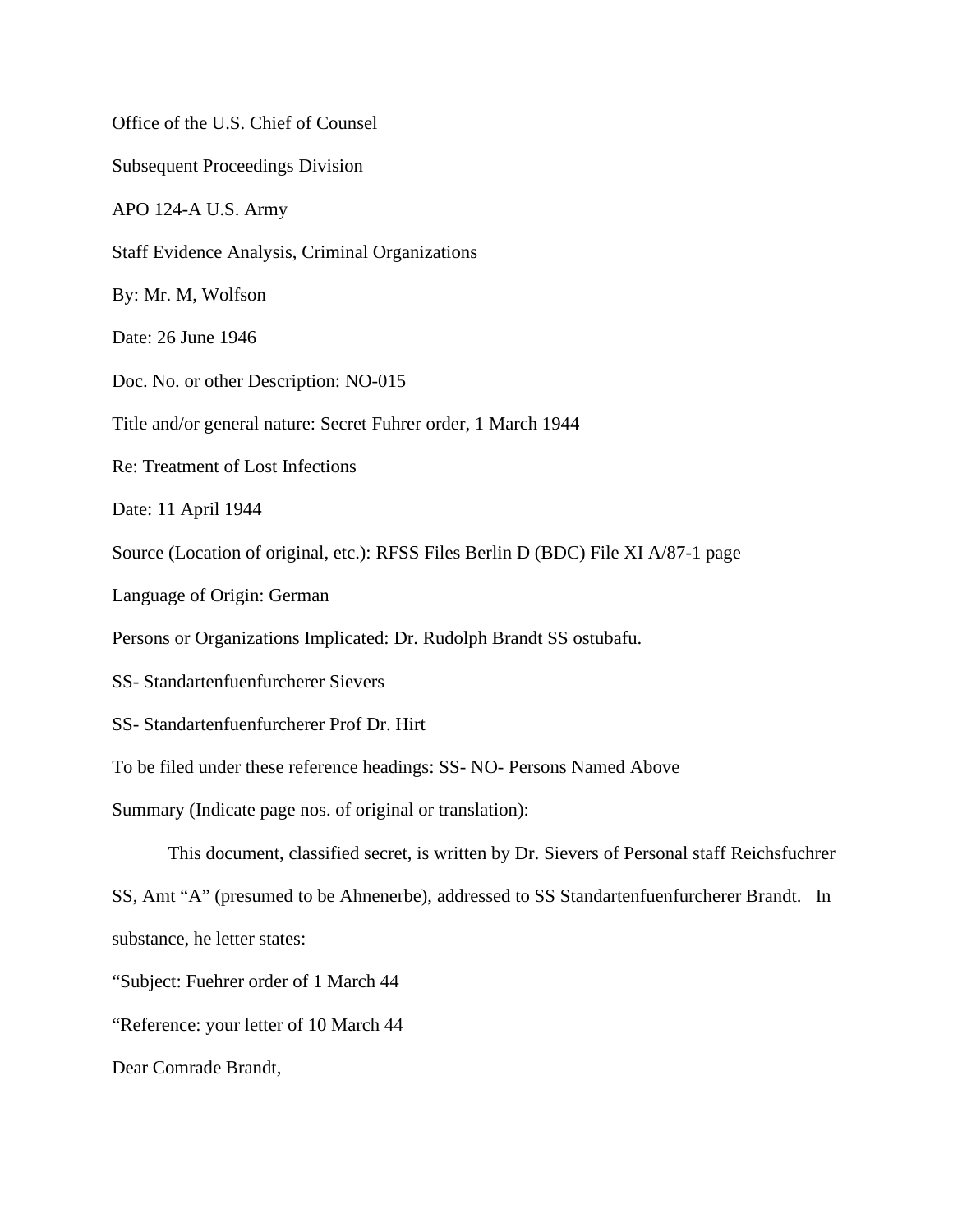Office of the U.S. Chief of Counsel

Subsequent Proceedings Division

APO 124-A U.S. Army

Staff Evidence Analysis, Criminal Organizations

By: Mr. M, Wolfson

Date: 26 June 1946

Doc. No. or other Description: NO-015

Title and/or general nature: Secret Fuhrer order, 1 March 1944

Re: Treatment of Lost Infections

Date: 11 April 1944

Source (Location of original, etc.): RFSS Files Berlin D (BDC) File XI A/87-1 page

Language of Origin: German

Persons or Organizations Implicated: Dr. Rudolph Brandt SS ostubafu.

SS- Standartenfuenfurcherer Sievers

SS- Standartenfuenfurcherer Prof Dr. Hirt

To be filed under these reference headings: SS- NO- Persons Named Above

Summary (Indicate page nos. of original or translation):

This document, classified secret, is written by Dr. Sievers of Personal staff Reichsfuchrer SS, Amt "A" (presumed to be Ahnenerbe), addressed to SS Standartenfuenfurcherer Brandt. In substance, he letter states:

"Subject: Fuehrer order of 1 March 44

"Reference: your letter of 10 March 44

Dear Comrade Brandt,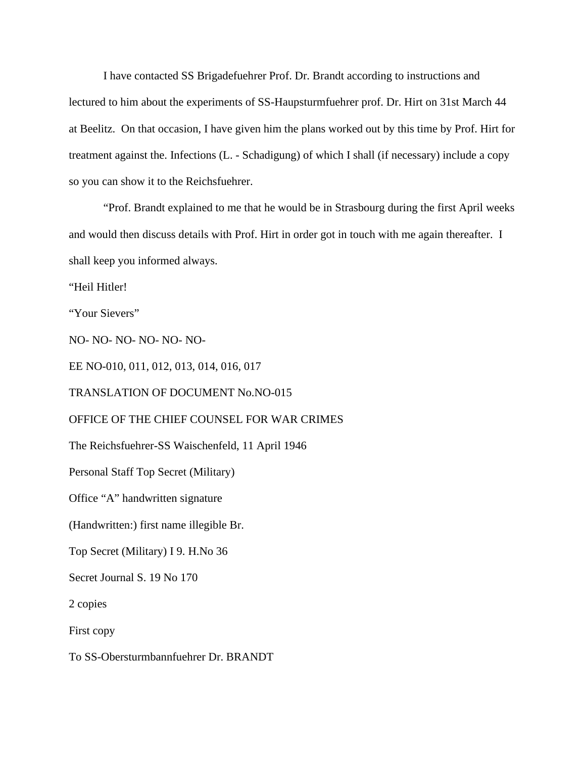I have contacted SS Brigadefuehrer Prof. Dr. Brandt according to instructions and lectured to him about the experiments of SS-Haupsturmfuehrer prof. Dr. Hirt on 31st March 44 at Beelitz.  On that occasion, I have given him the plans worked out by this time by Prof. Hirt for treatment against the. Infections (L. - Schadigung) of which I shall (if necessary) include a copy so you can show it to the Reichsfuehrer.

"Prof. Brandt explained to me that he would be in Strasbourg during the first April weeks and would then discuss details with Prof. Hirt in order got in touch with me again thereafter.  I shall keep you informed always.

"Heil Hitler!

"Your Sievers"

NO- NO- NO- NO- NO- NO-

EE NO-010, 011, 012, 013, 014, 016, 017

TRANSLATION OF DOCUMENT No.NO-015

OFFICE OF THE CHIEF COUNSEL FOR WAR CRIMES

The Reichsfuehrer-SS Waischenfeld, 11 April 1946

Personal Staff Top Secret (Military)

Office "A" handwritten signature

(Handwritten:) first name illegible Br.

Top Secret (Military) I 9. H.No 36

Secret Journal S. 19 No 170

2 copies

First copy

To SS-Obersturmbannfuehrer Dr. BRANDT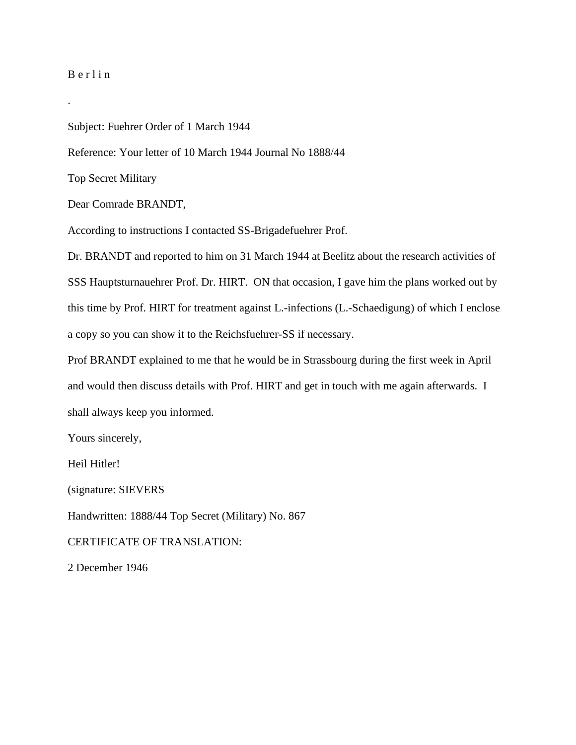B e r l i n

.

Subject: Fuehrer Order of 1 March 1944

Reference: Your letter of 10 March 1944 Journal No 1888/44

Top Secret Military

Dear Comrade BRANDT,

According to instructions I contacted SS-Brigadefuehrer Prof.

Dr. BRANDT and reported to him on 31 March 1944 at Beelitz about the research activities of SSS Hauptsturnauehrer Prof. Dr. HIRT. ON that occasion, I gave him the plans worked out by this time by Prof. HIRT for treatment against L.-infections (L.-Schaedigung) of which I enclose a copy so you can show it to the Reichsfuehrer-SS if necessary.

Prof BRANDT explained to me that he would be in Strassbourg during the first week in April and would then discuss details with Prof. HIRT and get in touch with me again afterwards. I shall always keep you informed.

Yours sincerely,

Heil Hitler!

(signature: SIEVERS

Handwritten: 1888/44 Top Secret (Military) No. 867

CERTIFICATE OF TRANSLATION:

2 December 1946